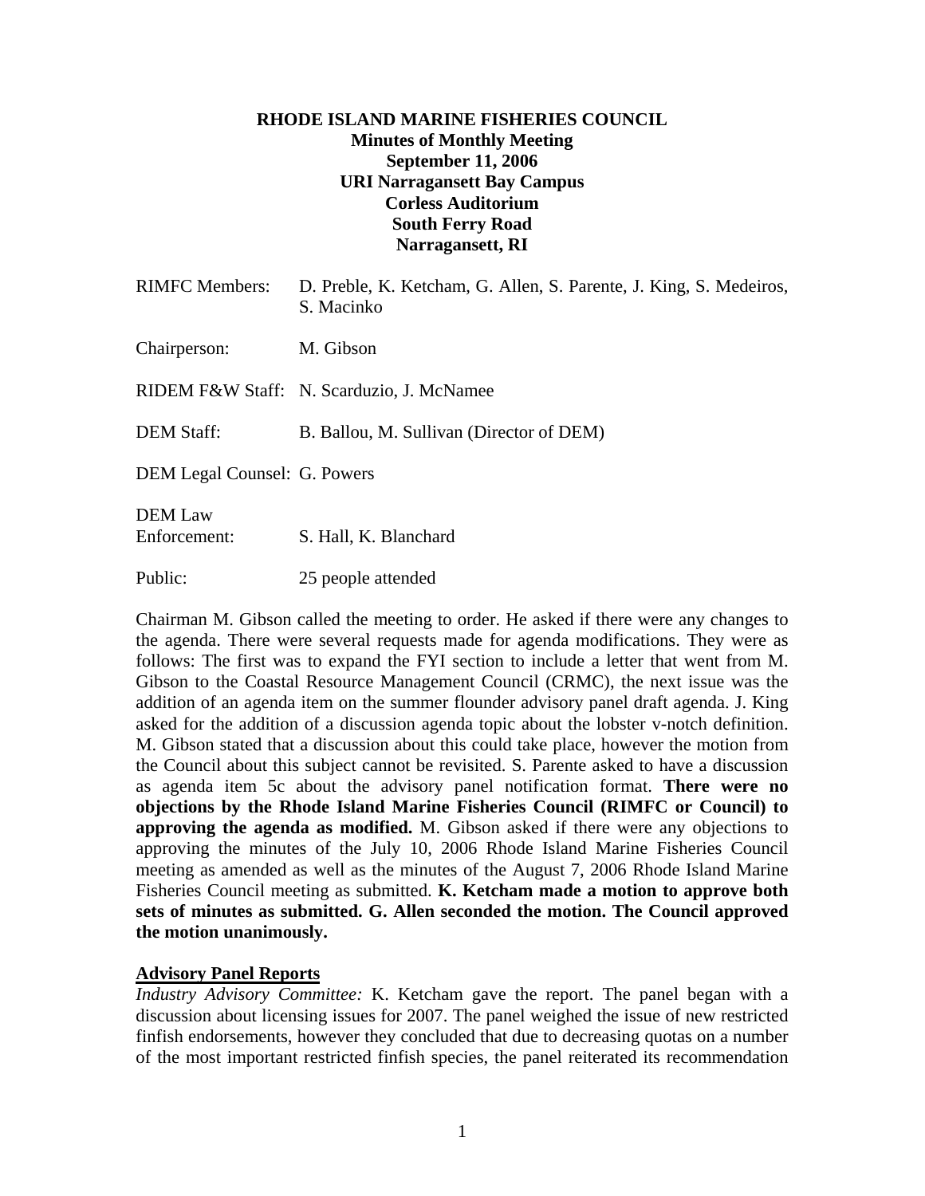**RHODE ISLAND MARINE FISHERIES COUNCIL**
**Minutes of Monthly Meeting**
**September 11, 2006**
**URI Narragansett Bay Campus**
**Corless Auditorium**
**South Ferry Road**
**Narragansett, RI**

| | |
|---|---|
| RIMFC Members: | D. Preble, K. Ketcham, G. Allen, S. Parente, J. King, S. Medeiros, S. Macinko |
| Chairperson: | M. Gibson |
| RIDEM F&W Staff: | N. Scarduzio, J. McNamee |
| DEM Staff: | B. Ballou, M. Sullivan (Director of DEM) |
| DEM Legal Counsel: | G. Powers |
| DEM Law Enforcement: | S. Hall, K. Blanchard |
| Public: | 25 people attended |

Chairman M. Gibson called the meeting to order. He asked if there were any changes to the agenda. There were several requests made for agenda modifications. They were as follows: The first was to expand the FYI section to include a letter that went from M. Gibson to the Coastal Resource Management Council (CRMC), the next issue was the addition of an agenda item on the summer flounder advisory panel draft agenda. J. King asked for the addition of a discussion agenda topic about the lobster v-notch definition. M. Gibson stated that a discussion about this could take place, however the motion from the Council about this subject cannot be revisited. S. Parente asked to have a discussion as agenda item 5c about the advisory panel notification format. **There were no objections by the Rhode Island Marine Fisheries Council (RIMFC or Council) to approving the agenda as modified.** M. Gibson asked if there were any objections to approving the minutes of the July 10, 2006 Rhode Island Marine Fisheries Council meeting as amended as well as the minutes of the August 7, 2006 Rhode Island Marine Fisheries Council meeting as submitted. **K. Ketcham made a motion to approve both sets of minutes as submitted. G. Allen seconded the motion. The Council approved the motion unanimously.**

## Advisory Panel Reports

*Industry Advisory Committee:* K. Ketcham gave the report. The panel began with a discussion about licensing issues for 2007. The panel weighed the issue of new restricted finfish endorsements, however they concluded that due to decreasing quotas on a number of the most important restricted finfish species, the panel reiterated its recommendation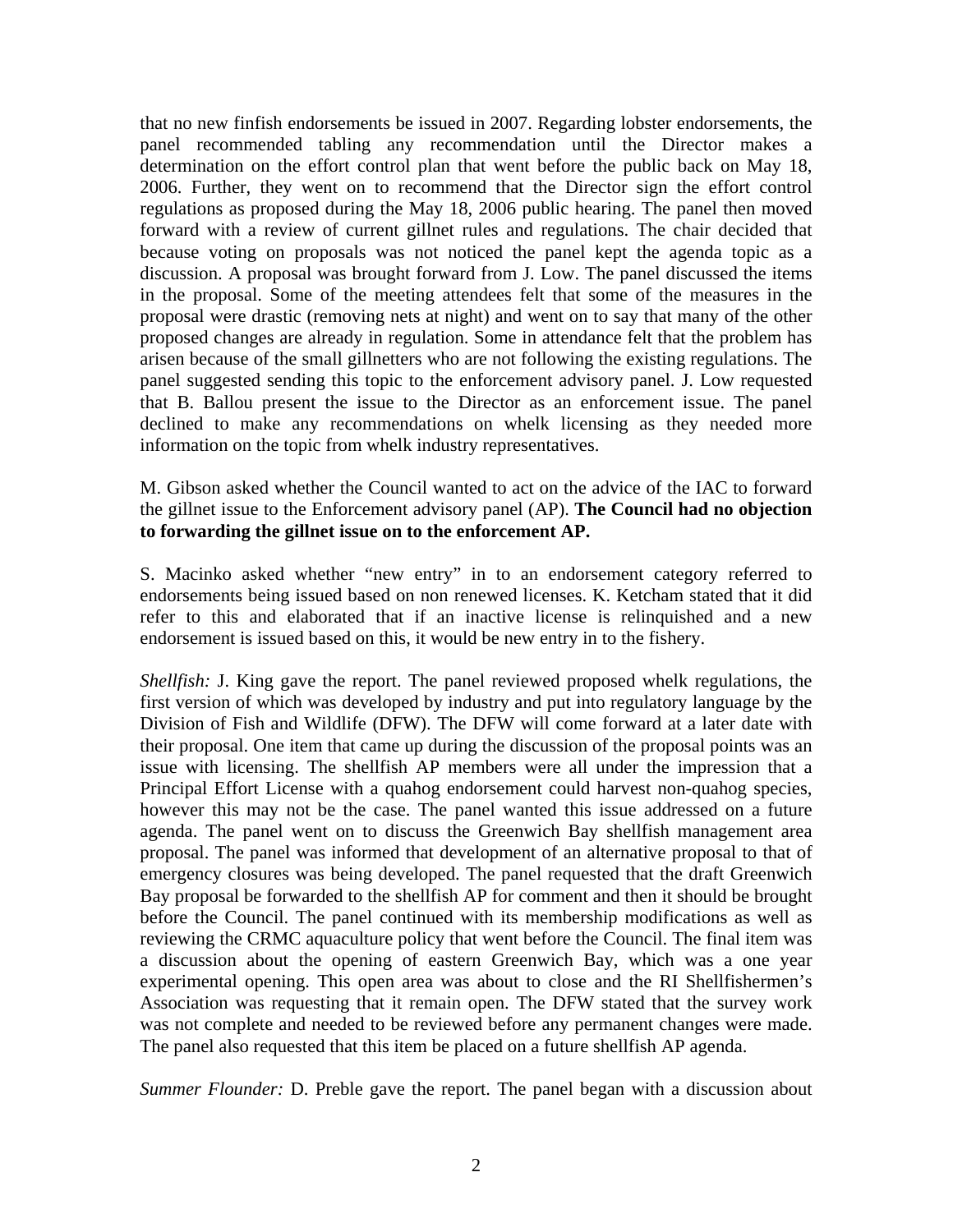that no new finfish endorsements be issued in 2007. Regarding lobster endorsements, the panel recommended tabling any recommendation until the Director makes a determination on the effort control plan that went before the public back on May 18, 2006. Further, they went on to recommend that the Director sign the effort control regulations as proposed during the May 18, 2006 public hearing. The panel then moved forward with a review of current gillnet rules and regulations. The chair decided that because voting on proposals was not noticed the panel kept the agenda topic as a discussion. A proposal was brought forward from J. Low. The panel discussed the items in the proposal. Some of the meeting attendees felt that some of the measures in the proposal were drastic (removing nets at night) and went on to say that many of the other proposed changes are already in regulation. Some in attendance felt that the problem has arisen because of the small gillnetters who are not following the existing regulations. The panel suggested sending this topic to the enforcement advisory panel. J. Low requested that B. Ballou present the issue to the Director as an enforcement issue. The panel declined to make any recommendations on whelk licensing as they needed more information on the topic from whelk industry representatives.

M. Gibson asked whether the Council wanted to act on the advice of the IAC to forward the gillnet issue to the Enforcement advisory panel (AP). **The Council had no objection to forwarding the gillnet issue on to the enforcement AP.**

S. Macinko asked whether "new entry" in to an endorsement category referred to endorsements being issued based on non renewed licenses. K. Ketcham stated that it did refer to this and elaborated that if an inactive license is relinquished and a new endorsement is issued based on this, it would be new entry in to the fishery.

*Shellfish:* J. King gave the report. The panel reviewed proposed whelk regulations, the first version of which was developed by industry and put into regulatory language by the Division of Fish and Wildlife (DFW). The DFW will come forward at a later date with their proposal. One item that came up during the discussion of the proposal points was an issue with licensing. The shellfish AP members were all under the impression that a Principal Effort License with a quahog endorsement could harvest non-quahog species, however this may not be the case. The panel wanted this issue addressed on a future agenda. The panel went on to discuss the Greenwich Bay shellfish management area proposal. The panel was informed that development of an alternative proposal to that of emergency closures was being developed. The panel requested that the draft Greenwich Bay proposal be forwarded to the shellfish AP for comment and then it should be brought before the Council. The panel continued with its membership modifications as well as reviewing the CRMC aquaculture policy that went before the Council. The final item was a discussion about the opening of eastern Greenwich Bay, which was a one year experimental opening. This open area was about to close and the RI Shellfishermen's Association was requesting that it remain open. The DFW stated that the survey work was not complete and needed to be reviewed before any permanent changes were made. The panel also requested that this item be placed on a future shellfish AP agenda.

*Summer Flounder:* D. Preble gave the report. The panel began with a discussion about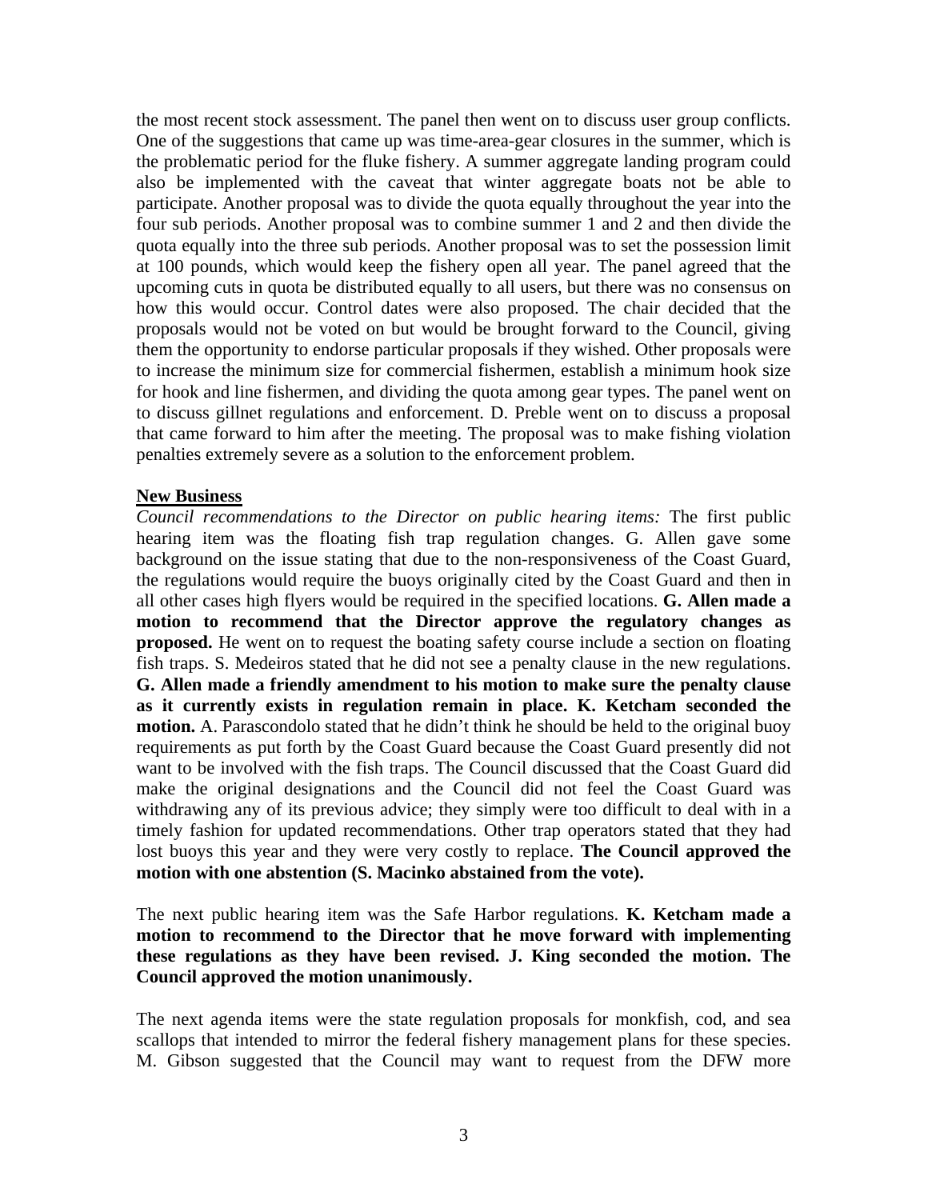the most recent stock assessment. The panel then went on to discuss user group conflicts. One of the suggestions that came up was time-area-gear closures in the summer, which is the problematic period for the fluke fishery. A summer aggregate landing program could also be implemented with the caveat that winter aggregate boats not be able to participate. Another proposal was to divide the quota equally throughout the year into the four sub periods. Another proposal was to combine summer 1 and 2 and then divide the quota equally into the three sub periods. Another proposal was to set the possession limit at 100 pounds, which would keep the fishery open all year. The panel agreed that the upcoming cuts in quota be distributed equally to all users, but there was no consensus on how this would occur. Control dates were also proposed. The chair decided that the proposals would not be voted on but would be brought forward to the Council, giving them the opportunity to endorse particular proposals if they wished. Other proposals were to increase the minimum size for commercial fishermen, establish a minimum hook size for hook and line fishermen, and dividing the quota among gear types. The panel went on to discuss gillnet regulations and enforcement. D. Preble went on to discuss a proposal that came forward to him after the meeting. The proposal was to make fishing violation penalties extremely severe as a solution to the enforcement problem.

**New Business**

*Council recommendations to the Director on public hearing items:* The first public hearing item was the floating fish trap regulation changes. G. Allen gave some background on the issue stating that due to the non-responsiveness of the Coast Guard, the regulations would require the buoys originally cited by the Coast Guard and then in all other cases high flyers would be required in the specified locations. **G. Allen made a motion to recommend that the Director approve the regulatory changes as proposed.** He went on to request the boating safety course include a section on floating fish traps. S. Medeiros stated that he did not see a penalty clause in the new regulations. **G. Allen made a friendly amendment to his motion to make sure the penalty clause as it currently exists in regulation remain in place. K. Ketcham seconded the motion.** A. Parascondolo stated that he didn't think he should be held to the original buoy requirements as put forth by the Coast Guard because the Coast Guard presently did not want to be involved with the fish traps. The Council discussed that the Coast Guard did make the original designations and the Council did not feel the Coast Guard was withdrawing any of its previous advice; they simply were too difficult to deal with in a timely fashion for updated recommendations. Other trap operators stated that they had lost buoys this year and they were very costly to replace. **The Council approved the motion with one abstention (S. Macinko abstained from the vote).**

The next public hearing item was the Safe Harbor regulations. **K. Ketcham made a motion to recommend to the Director that he move forward with implementing these regulations as they have been revised. J. King seconded the motion. The Council approved the motion unanimously.**

The next agenda items were the state regulation proposals for monkfish, cod, and sea scallops that intended to mirror the federal fishery management plans for these species. M. Gibson suggested that the Council may want to request from the DFW more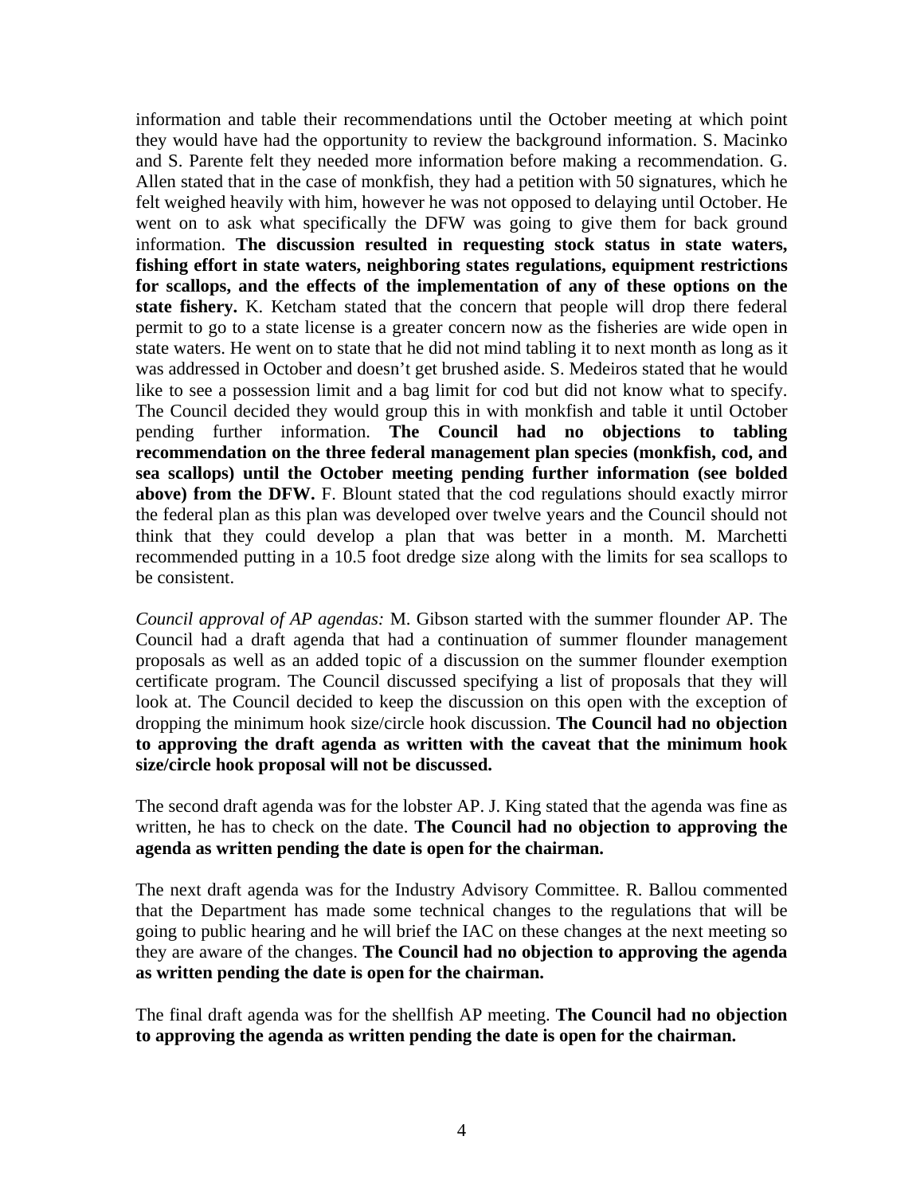information and table their recommendations until the October meeting at which point they would have had the opportunity to review the background information. S. Macinko and S. Parente felt they needed more information before making a recommendation. G. Allen stated that in the case of monkfish, they had a petition with 50 signatures, which he felt weighed heavily with him, however he was not opposed to delaying until October. He went on to ask what specifically the DFW was going to give them for back ground information. **The discussion resulted in requesting stock status in state waters, fishing effort in state waters, neighboring states regulations, equipment restrictions for scallops, and the effects of the implementation of any of these options on the state fishery.** K. Ketcham stated that the concern that people will drop there federal permit to go to a state license is a greater concern now as the fisheries are wide open in state waters. He went on to state that he did not mind tabling it to next month as long as it was addressed in October and doesn't get brushed aside. S. Medeiros stated that he would like to see a possession limit and a bag limit for cod but did not know what to specify. The Council decided they would group this in with monkfish and table it until October pending further information. **The Council had no objections to tabling recommendation on the three federal management plan species (monkfish, cod, and sea scallops) until the October meeting pending further information (see bolded above) from the DFW.** F. Blount stated that the cod regulations should exactly mirror the federal plan as this plan was developed over twelve years and the Council should not think that they could develop a plan that was better in a month. M. Marchetti recommended putting in a 10.5 foot dredge size along with the limits for sea scallops to be consistent.

*Council approval of AP agendas:* M. Gibson started with the summer flounder AP. The Council had a draft agenda that had a continuation of summer flounder management proposals as well as an added topic of a discussion on the summer flounder exemption certificate program. The Council discussed specifying a list of proposals that they will look at. The Council decided to keep the discussion on this open with the exception of dropping the minimum hook size/circle hook discussion. **The Council had no objection to approving the draft agenda as written with the caveat that the minimum hook size/circle hook proposal will not be discussed.**

The second draft agenda was for the lobster AP. J. King stated that the agenda was fine as written, he has to check on the date. **The Council had no objection to approving the agenda as written pending the date is open for the chairman.**

The next draft agenda was for the Industry Advisory Committee. R. Ballou commented that the Department has made some technical changes to the regulations that will be going to public hearing and he will brief the IAC on these changes at the next meeting so they are aware of the changes. **The Council had no objection to approving the agenda as written pending the date is open for the chairman.**

The final draft agenda was for the shellfish AP meeting. **The Council had no objection to approving the agenda as written pending the date is open for the chairman.**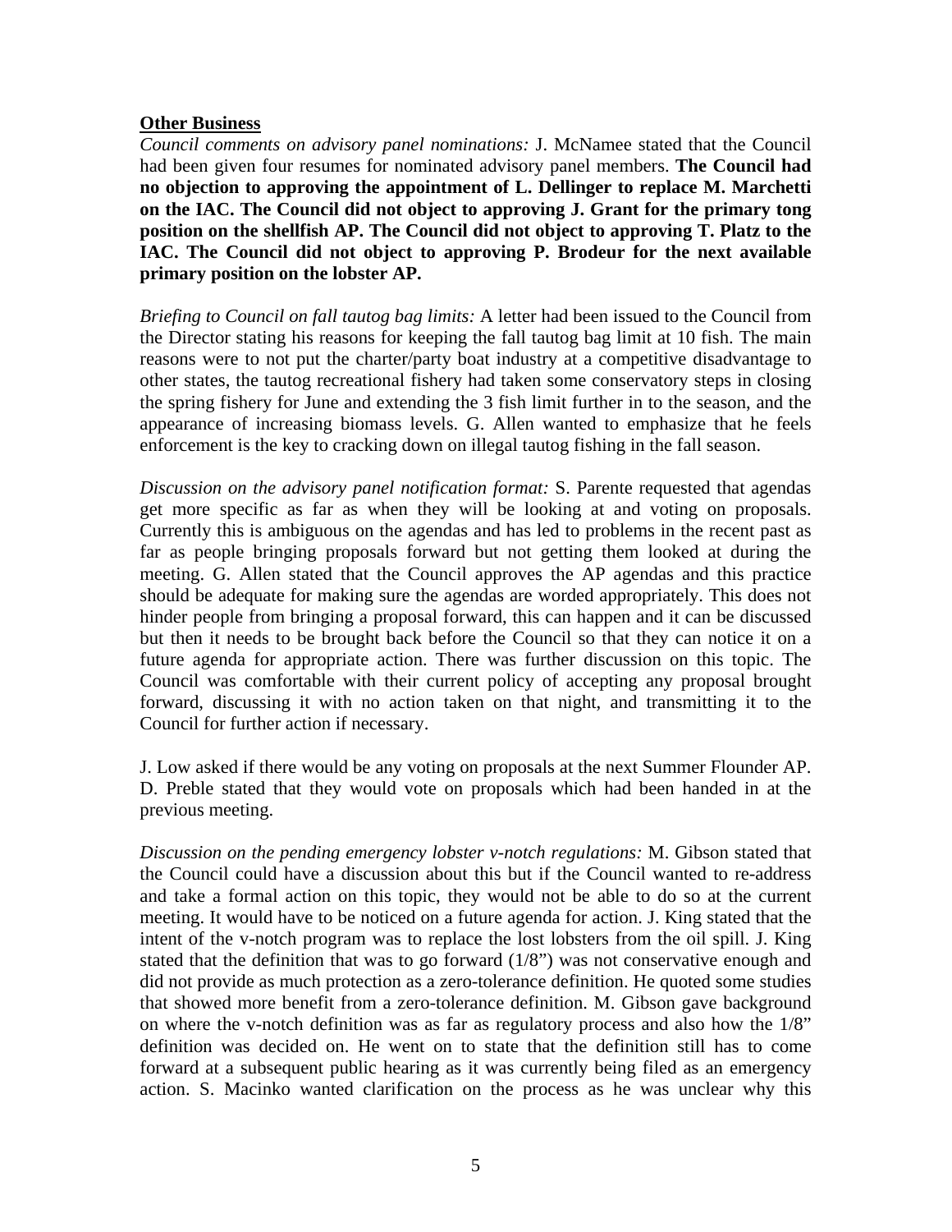**Other Business**

*Council comments on advisory panel nominations:* J. McNamee stated that the Council had been given four resumes for nominated advisory panel members. **The Council had no objection to approving the appointment of L. Dellinger to replace M. Marchetti on the IAC. The Council did not object to approving J. Grant for the primary tong position on the shellfish AP. The Council did not object to approving T. Platz to the IAC. The Council did not object to approving P. Brodeur for the next available primary position on the lobster AP.**

*Briefing to Council on fall tautog bag limits:* A letter had been issued to the Council from the Director stating his reasons for keeping the fall tautog bag limit at 10 fish. The main reasons were to not put the charter/party boat industry at a competitive disadvantage to other states, the tautog recreational fishery had taken some conservatory steps in closing the spring fishery for June and extending the 3 fish limit further in to the season, and the appearance of increasing biomass levels. G. Allen wanted to emphasize that he feels enforcement is the key to cracking down on illegal tautog fishing in the fall season.

*Discussion on the advisory panel notification format:* S. Parente requested that agendas get more specific as far as when they will be looking at and voting on proposals. Currently this is ambiguous on the agendas and has led to problems in the recent past as far as people bringing proposals forward but not getting them looked at during the meeting. G. Allen stated that the Council approves the AP agendas and this practice should be adequate for making sure the agendas are worded appropriately. This does not hinder people from bringing a proposal forward, this can happen and it can be discussed but then it needs to be brought back before the Council so that they can notice it on a future agenda for appropriate action. There was further discussion on this topic. The Council was comfortable with their current policy of accepting any proposal brought forward, discussing it with no action taken on that night, and transmitting it to the Council for further action if necessary.

J. Low asked if there would be any voting on proposals at the next Summer Flounder AP. D. Preble stated that they would vote on proposals which had been handed in at the previous meeting.

*Discussion on the pending emergency lobster v-notch regulations:* M. Gibson stated that the Council could have a discussion about this but if the Council wanted to re-address and take a formal action on this topic, they would not be able to do so at the current meeting. It would have to be noticed on a future agenda for action. J. King stated that the intent of the v-notch program was to replace the lost lobsters from the oil spill. J. King stated that the definition that was to go forward (1/8") was not conservative enough and did not provide as much protection as a zero-tolerance definition. He quoted some studies that showed more benefit from a zero-tolerance definition. M. Gibson gave background on where the v-notch definition was as far as regulatory process and also how the 1/8" definition was decided on. He went on to state that the definition still has to come forward at a subsequent public hearing as it was currently being filed as an emergency action. S. Macinko wanted clarification on the process as he was unclear why this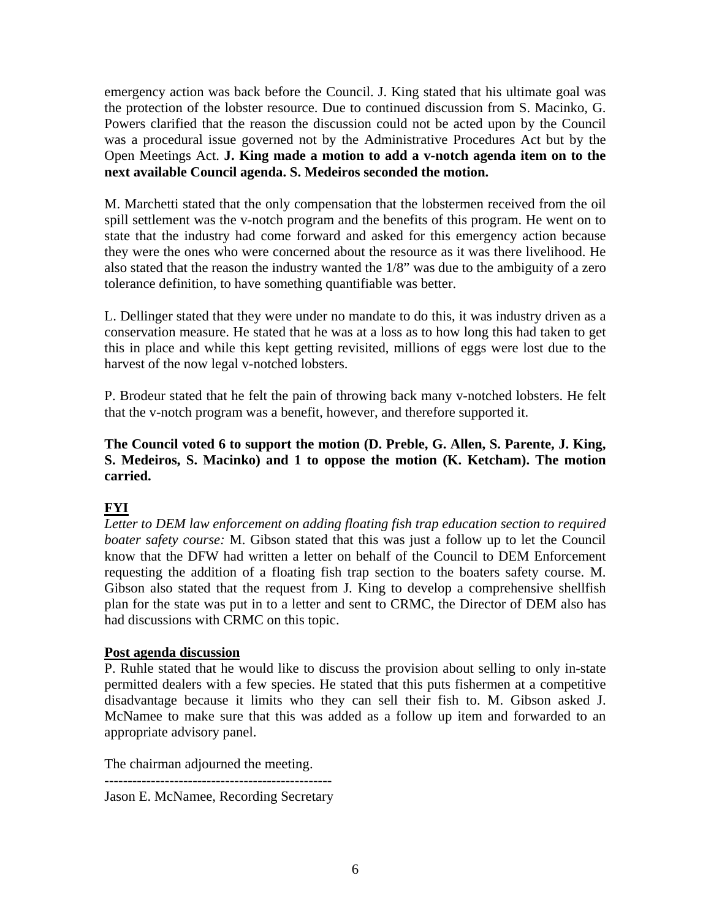emergency action was back before the Council. J. King stated that his ultimate goal was the protection of the lobster resource. Due to continued discussion from S. Macinko, G. Powers clarified that the reason the discussion could not be acted upon by the Council was a procedural issue governed not by the Administrative Procedures Act but by the Open Meetings Act. **J. King made a motion to add a v-notch agenda item on to the next available Council agenda. S. Medeiros seconded the motion.**

M. Marchetti stated that the only compensation that the lobstermen received from the oil spill settlement was the v-notch program and the benefits of this program. He went on to state that the industry had come forward and asked for this emergency action because they were the ones who were concerned about the resource as it was there livelihood. He also stated that the reason the industry wanted the 1/8" was due to the ambiguity of a zero tolerance definition, to have something quantifiable was better.

L. Dellinger stated that they were under no mandate to do this, it was industry driven as a conservation measure. He stated that he was at a loss as to how long this had taken to get this in place and while this kept getting revisited, millions of eggs were lost due to the harvest of the now legal v-notched lobsters.

P. Brodeur stated that he felt the pain of throwing back many v-notched lobsters. He felt that the v-notch program was a benefit, however, and therefore supported it.

**The Council voted 6 to support the motion (D. Preble, G. Allen, S. Parente, J. King, S. Medeiros, S. Macinko) and 1 to oppose the motion (K. Ketcham). The motion carried.**

## **FYI**

*Letter to DEM law enforcement on adding floating fish trap education section to required boater safety course:* M. Gibson stated that this was just a follow up to let the Council know that the DFW had written a letter on behalf of the Council to DEM Enforcement requesting the addition of a floating fish trap section to the boaters safety course. M. Gibson also stated that the request from J. King to develop a comprehensive shellfish plan for the state was put in to a letter and sent to CRMC, the Director of DEM also has had discussions with CRMC on this topic.

## **Post agenda discussion**

P. Ruhle stated that he would like to discuss the provision about selling to only in-state permitted dealers with a few species. He stated that this puts fishermen at a competitive disadvantage because it limits who they can sell their fish to. M. Gibson asked J. McNamee to make sure that this was added as a follow up item and forwarded to an appropriate advisory panel.

The chairman adjourned the meeting.

-------------------------------------------------

Jason E. McNamee, Recording Secretary